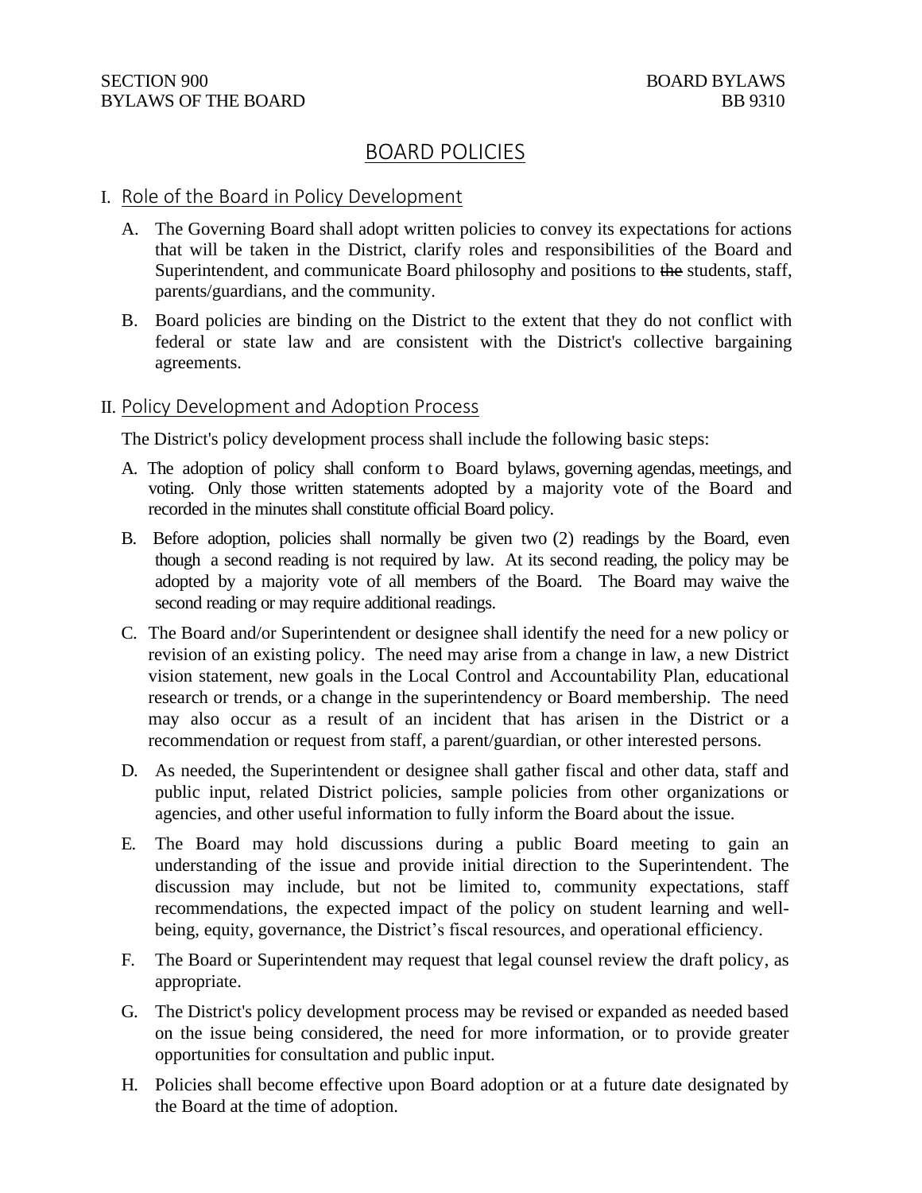SECTION 900 BOARD BYLAWS
BYLAWS OF THE BOARD BB 9310

# BOARD POLICIES

## I. Role of the Board in Policy Development

A. The Governing Board shall adopt written policies to convey its expectations for actions that will be taken in the District, clarify roles and responsibilities of the Board and Superintendent, and communicate Board philosophy and positions to ~~the~~ students, staff, parents/guardians, and the community.

B. Board policies are binding on the District to the extent that they do not conflict with federal or state law and are consistent with the District's collective bargaining agreements.

## II. Policy Development and Adoption Process

The District's policy development process shall include the following basic steps:

A. The adoption of policy shall conform to Board bylaws, governing agendas, meetings, and voting. Only those written statements adopted by a majority vote of the Board and recorded in the minutes shall constitute official Board policy.

B. Before adoption, policies shall normally be given two (2) readings by the Board, even though a second reading is not required by law. At its second reading, the policy may be adopted by a majority vote of all members of the Board. The Board may waive the second reading or may require additional readings.

C. The Board and/or Superintendent or designee shall identify the need for a new policy or revision of an existing policy. The need may arise from a change in law, a new District vision statement, new goals in the Local Control and Accountability Plan, educational research or trends, or a change in the superintendency or Board membership. The need may also occur as a result of an incident that has arisen in the District or a recommendation or request from staff, a parent/guardian, or other interested persons.

D. As needed, the Superintendent or designee shall gather fiscal and other data, staff and public input, related District policies, sample policies from other organizations or agencies, and other useful information to fully inform the Board about the issue.

E. The Board may hold discussions during a public Board meeting to gain an understanding of the issue and provide initial direction to the Superintendent. The discussion may include, but not be limited to, community expectations, staff recommendations, the expected impact of the policy on student learning and well-being, equity, governance, the District's fiscal resources, and operational efficiency.

F. The Board or Superintendent may request that legal counsel review the draft policy, as appropriate.

G. The District's policy development process may be revised or expanded as needed based on the issue being considered, the need for more information, or to provide greater opportunities for consultation and public input.

H. Policies shall become effective upon Board adoption or at a future date designated by the Board at the time of adoption.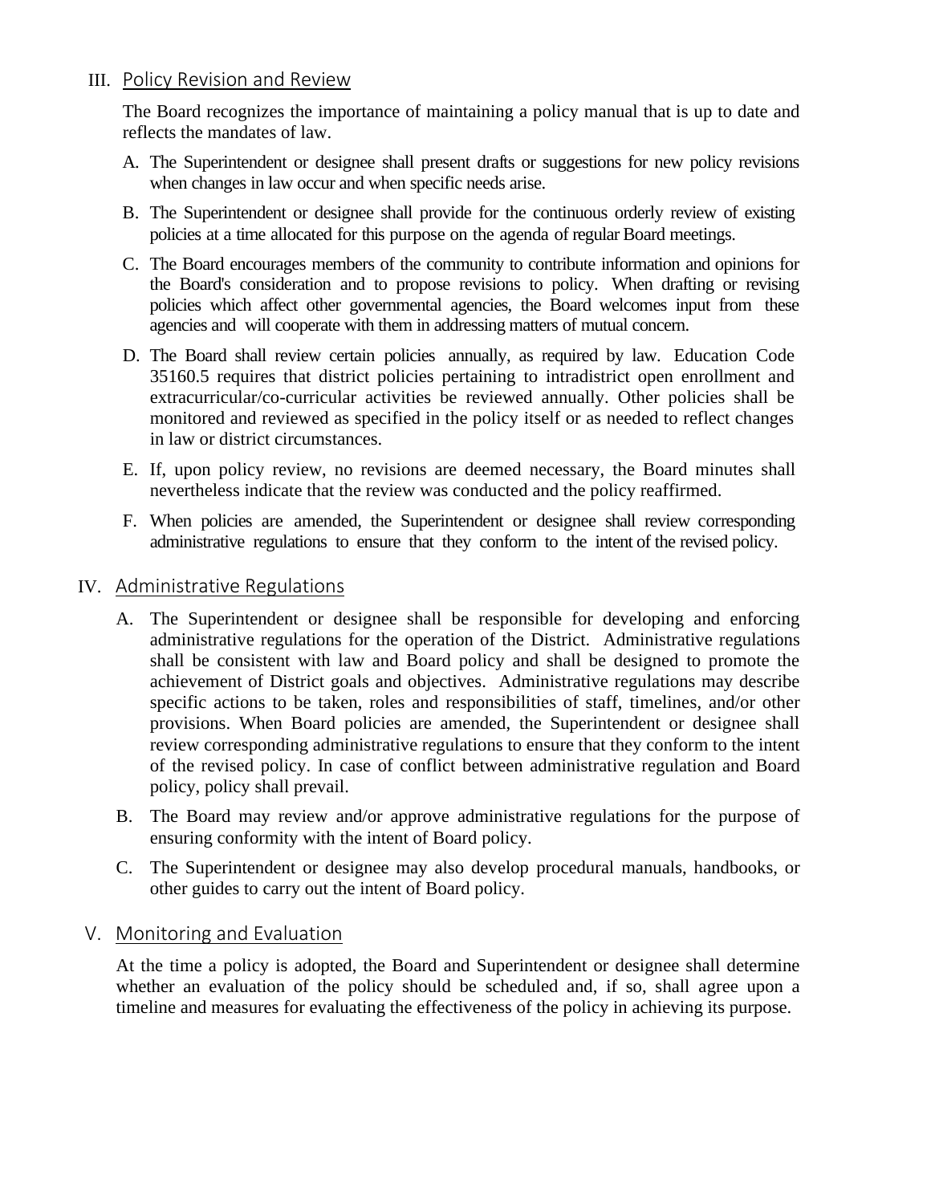## III. Policy Revision and Review

The Board recognizes the importance of maintaining a policy manual that is up to date and reflects the mandates of law.

A. The Superintendent or designee shall present drafts or suggestions for new policy revisions when changes in law occur and when specific needs arise.

B. The Superintendent or designee shall provide for the continuous orderly review of existing policies at a time allocated for this purpose on the agenda of regular Board meetings.

C. The Board encourages members of the community to contribute information and opinions for the Board's consideration and to propose revisions to policy. When drafting or revising policies which affect other governmental agencies, the Board welcomes input from these agencies and will cooperate with them in addressing matters of mutual concern.

D. The Board shall review certain policies annually, as required by law. Education Code 35160.5 requires that district policies pertaining to intradistrict open enrollment and extracurricular/co-curricular activities be reviewed annually. Other policies shall be monitored and reviewed as specified in the policy itself or as needed to reflect changes in law or district circumstances.

E. If, upon policy review, no revisions are deemed necessary, the Board minutes shall nevertheless indicate that the review was conducted and the policy reaffirmed.

F. When policies are amended, the Superintendent or designee shall review corresponding administrative regulations to ensure that they conform to the intent of the revised policy.

## IV. Administrative Regulations

A. The Superintendent or designee shall be responsible for developing and enforcing administrative regulations for the operation of the District. Administrative regulations shall be consistent with law and Board policy and shall be designed to promote the achievement of District goals and objectives. Administrative regulations may describe specific actions to be taken, roles and responsibilities of staff, timelines, and/or other provisions. When Board policies are amended, the Superintendent or designee shall review corresponding administrative regulations to ensure that they conform to the intent of the revised policy. In case of conflict between administrative regulation and Board policy, policy shall prevail.

B. The Board may review and/or approve administrative regulations for the purpose of ensuring conformity with the intent of Board policy.

C. The Superintendent or designee may also develop procedural manuals, handbooks, or other guides to carry out the intent of Board policy.

## V. Monitoring and Evaluation

At the time a policy is adopted, the Board and Superintendent or designee shall determine whether an evaluation of the policy should be scheduled and, if so, shall agree upon a timeline and measures for evaluating the effectiveness of the policy in achieving its purpose.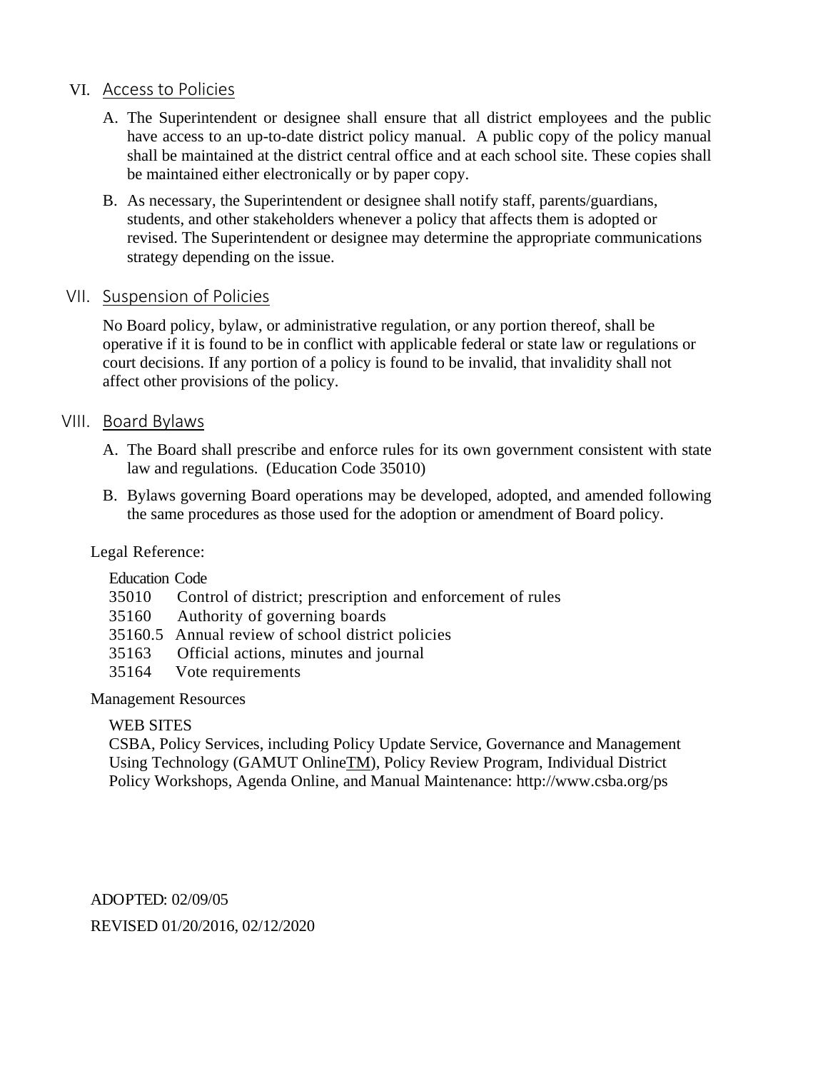## VI. Access to Policies

A. The Superintendent or designee shall ensure that all district employees and the public have access to an up-to-date district policy manual. A public copy of the policy manual shall be maintained at the district central office and at each school site. These copies shall be maintained either electronically or by paper copy.

B. As necessary, the Superintendent or designee shall notify staff, parents/guardians, students, and other stakeholders whenever a policy that affects them is adopted or revised. The Superintendent or designee may determine the appropriate communications strategy depending on the issue.

## VII. Suspension of Policies

No Board policy, bylaw, or administrative regulation, or any portion thereof, shall be operative if it is found to be in conflict with applicable federal or state law or regulations or court decisions. If any portion of a policy is found to be invalid, that invalidity shall not affect other provisions of the policy.

## VIII. Board Bylaws

A. The Board shall prescribe and enforce rules for its own government consistent with state law and regulations. (Education Code 35010)

B. Bylaws governing Board operations may be developed, adopted, and amended following the same procedures as those used for the adoption or amendment of Board policy.

Legal Reference:

Education Code
35010 Control of district; prescription and enforcement of rules
35160 Authority of governing boards
35160.5 Annual review of school district policies
35163 Official actions, minutes and journal
35164 Vote requirements

Management Resources

WEB SITES
CSBA, Policy Services, including Policy Update Service, Governance and Management Using Technology (GAMUT OnlineTM), Policy Review Program, Individual District Policy Workshops, Agenda Online, and Manual Maintenance: http://www.csba.org/ps

ADOPTED: 02/09/05

REVISED 01/20/2016, 02/12/2020